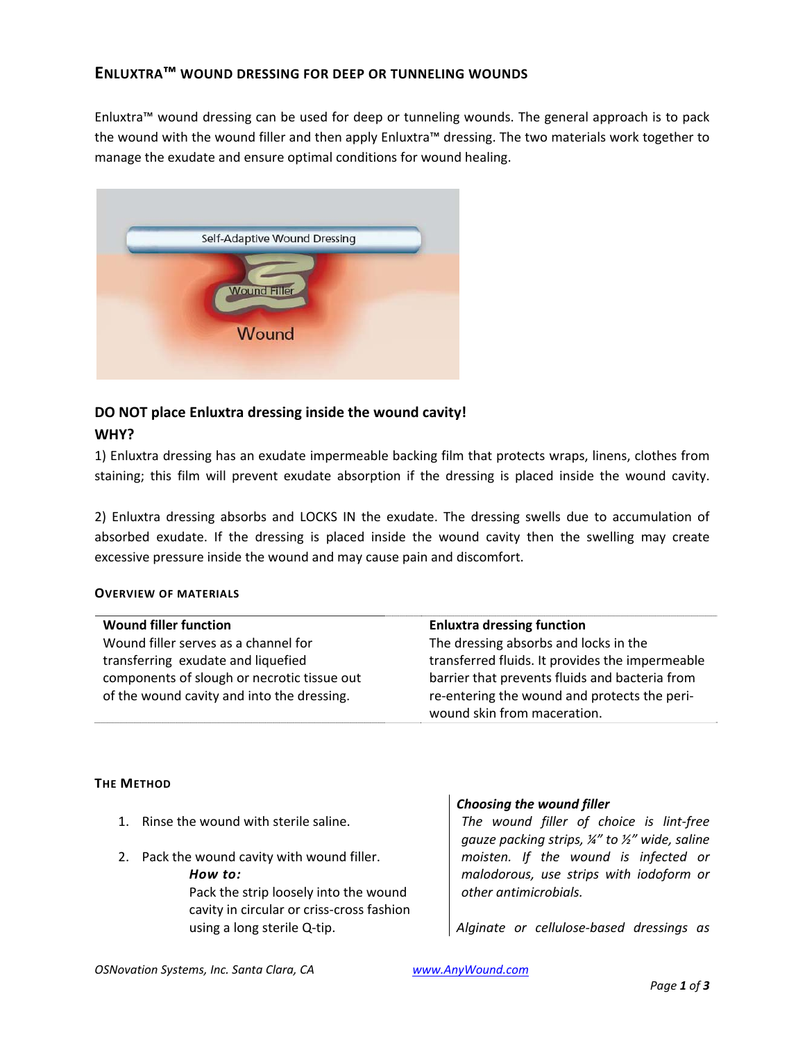# ENLUXTRA™ WOUND DRESSING FOR DEEP OR TUNNELING WOUNDS

Enluxtra™ wound dressing can be used for deep or tunneling wounds. The general approach is to pack the wound with the wound filler and then apply Enluxtra™ dressing. The two materials work together to manage the exudate and ensure optimal conditions for wound healing.

## DO NOT place Enluxtra dressing inside the wound cavity!

**WHY?**

1) Enluxtra dressing has an exudate impermeable backing film that protects wraps, linens, clothes from staining; this film will prevent exudate absorption if the dressing is placed inside the wound cavity.

2) Enluxtra dressing absorbs and LOCKS IN the exudate. The dressing swells due to accumulation of absorbed exudate. If the dressing is placed inside the wound cavity then the swelling may create excessive pressure inside the wound and may cause pain and discomfort.

### OVERVIEW OF MATERIALS

| **Wound filler function** | **Enluxtra dressing function** |
|---|---|
| Wound filler serves as a channel for transferring exudate and liquefied components of slough or necrotic tissue out of the wound cavity and into the dressing. | The dressing absorbs and locks in the transferred fluids. It provides the impermeable barrier that prevents fluids and bacteria from re-entering the wound and protects the peri-wound skin from maceration. |

### THE METHOD

1. Rinse the wound with sterile saline.
2. Pack the wound cavity with wound filler.
   ***How to:***
   Pack the strip loosely into the wound cavity in circular or criss-cross fashion using a long sterile Q-tip.

***Choosing the wound filler***

*The wound filler of choice is lint-free gauze packing strips, ¼" to ½" wide, saline moisten. If the wound is infected or malodorous, use strips with iodoform or other antimicrobials.*

*Alginate or cellulose-based dressings as*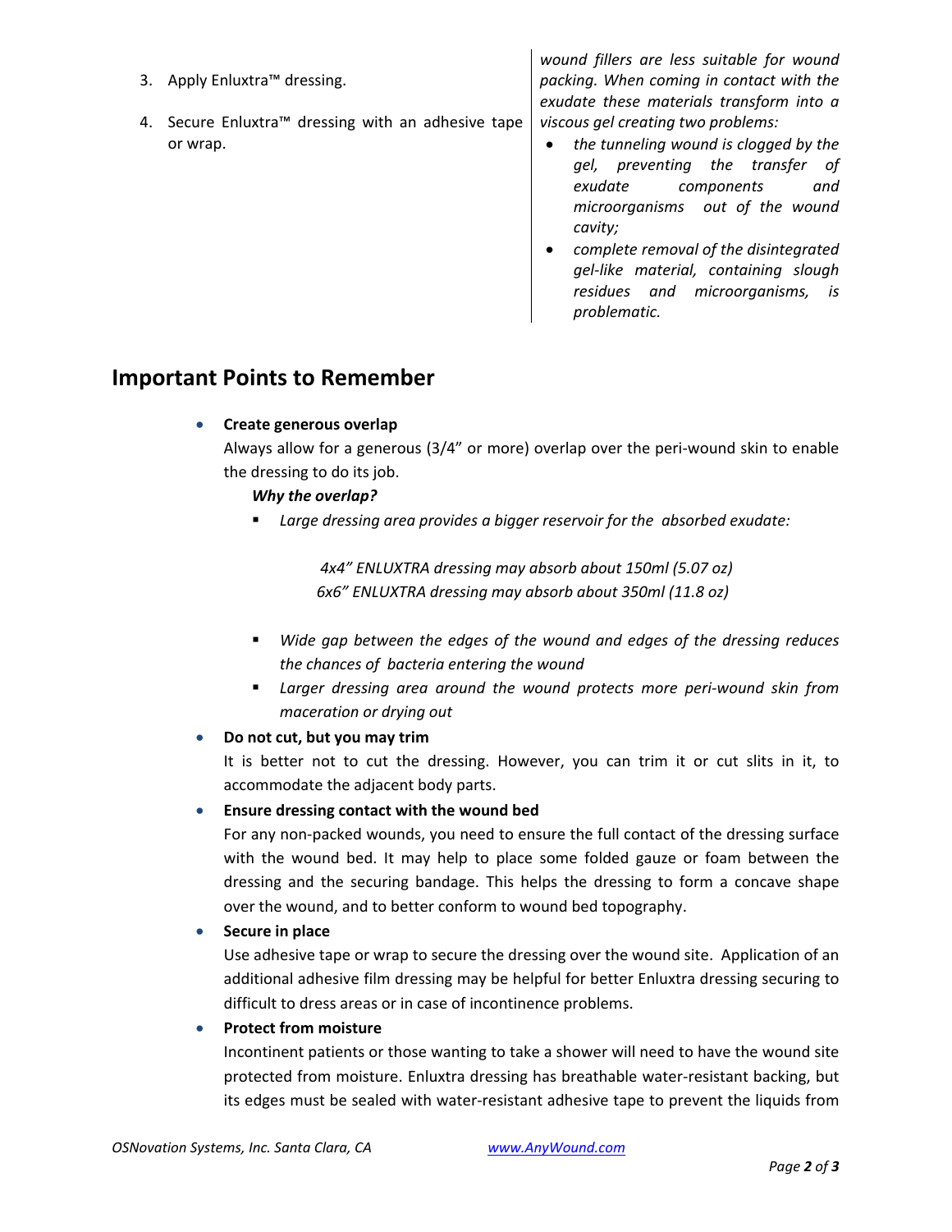3. Apply Enluxtra™ dressing.

4. Secure Enluxtra™ dressing with an adhesive tape or wrap.

*wound fillers are less suitable for wound packing. When coming in contact with the exudate these materials transform into a viscous gel creating two problems:*

- *the tunneling wound is clogged by the gel, preventing the transfer of exudate components and microorganisms out of the wound cavity;*
- *complete removal of the disintegrated gel-like material, containing slough residues and microorganisms, is problematic.*

## Important Points to Remember

- **Create generous overlap**

  Always allow for a generous (3/4" or more) overlap over the peri-wound skin to enable the dressing to do its job.

  ***Why the overlap?***

  - *Large dressing area provides a bigger reservoir for the absorbed exudate:*

    *4x4" ENLUXTRA dressing may absorb about 150ml (5.07 oz)*
    *6x6" ENLUXTRA dressing may absorb about 350ml (11.8 oz)*

  - *Wide gap between the edges of the wound and edges of the dressing reduces the chances of bacteria entering the wound*
  - *Larger dressing area around the wound protects more peri-wound skin from maceration or drying out*

- **Do not cut, but you may trim**

  It is better not to cut the dressing. However, you can trim it or cut slits in it, to accommodate the adjacent body parts.

- **Ensure dressing contact with the wound bed**

  For any non-packed wounds, you need to ensure the full contact of the dressing surface with the wound bed. It may help to place some folded gauze or foam between the dressing and the securing bandage. This helps the dressing to form a concave shape over the wound, and to better conform to wound bed topography.

- **Secure in place**

  Use adhesive tape or wrap to secure the dressing over the wound site. Application of an additional adhesive film dressing may be helpful for better Enluxtra dressing securing to difficult to dress areas or in case of incontinence problems.

- **Protect from moisture**

  Incontinent patients or those wanting to take a shower will need to have the wound site protected from moisture. Enluxtra dressing has breathable water-resistant backing, but its edges must be sealed with water-resistant adhesive tape to prevent the liquids from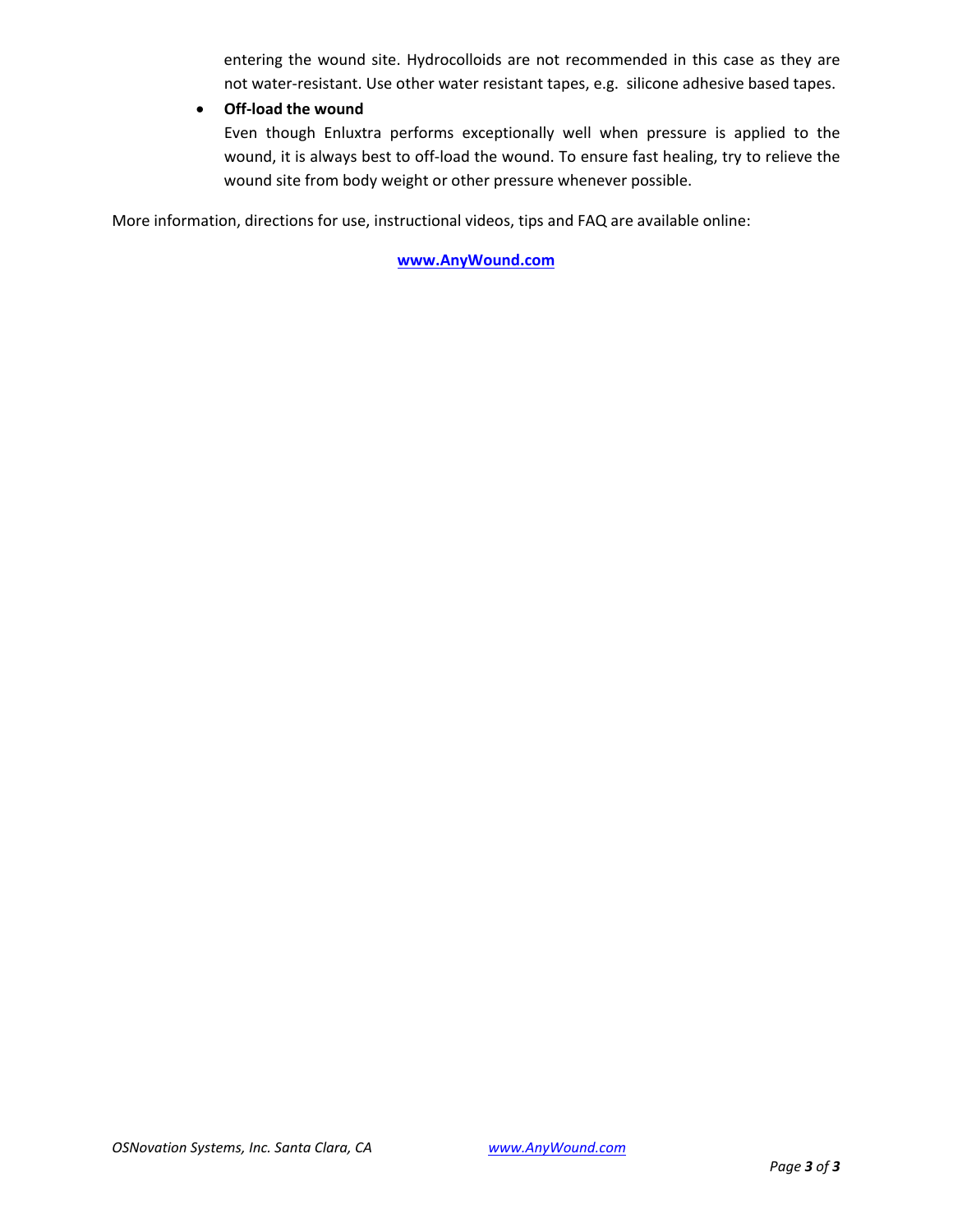entering the wound site. Hydrocolloids are not recommended in this case as they are not water-resistant. Use other water resistant tapes, e.g. silicone adhesive based tapes.

- **Off-load the wound**
  
  Even though Enluxtra performs exceptionally well when pressure is applied to the wound, it is always best to off-load the wound. To ensure fast healing, try to relieve the wound site from body weight or other pressure whenever possible.

More information, directions for use, instructional videos, tips and FAQ are available online:

**www.AnyWound.com**